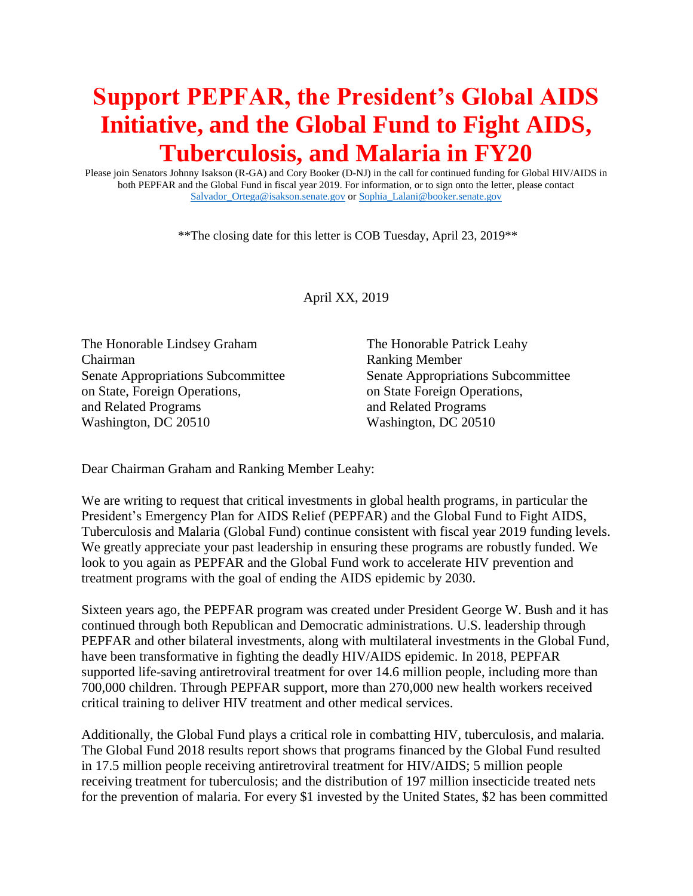# Support PEPFAR, the President's Global AIDS Initiative, and the Global Fund to Fight AIDS, Tuberculosis, and Malaria in FY20

Please join Senators Johnny Isakson (R-GA) and Cory Booker (D-NJ) in the call for continued funding for Global HIV/AIDS in both PEPFAR and the Global Fund in fiscal year 2019. For information, or to sign onto the letter, please contact Salvador_Ortega@isakson.senate.gov or Sophia_Lalani@booker.senate.gov

**The closing date for this letter is COB Tuesday, April 23, 2019**

April XX, 2019

The Honorable Lindsey Graham
Chairman
Senate Appropriations Subcommittee
on State, Foreign Operations,
and Related Programs
Washington, DC 20510

The Honorable Patrick Leahy
Ranking Member
Senate Appropriations Subcommittee
on State Foreign Operations,
and Related Programs
Washington, DC 20510

Dear Chairman Graham and Ranking Member Leahy:

We are writing to request that critical investments in global health programs, in particular the President's Emergency Plan for AIDS Relief (PEPFAR) and the Global Fund to Fight AIDS, Tuberculosis and Malaria (Global Fund) continue consistent with fiscal year 2019 funding levels. We greatly appreciate your past leadership in ensuring these programs are robustly funded. We look to you again as PEPFAR and the Global Fund work to accelerate HIV prevention and treatment programs with the goal of ending the AIDS epidemic by 2030.

Sixteen years ago, the PEPFAR program was created under President George W. Bush and it has continued through both Republican and Democratic administrations. U.S. leadership through PEPFAR and other bilateral investments, along with multilateral investments in the Global Fund, have been transformative in fighting the deadly HIV/AIDS epidemic. In 2018, PEPFAR supported life-saving antiretroviral treatment for over 14.6 million people, including more than 700,000 children. Through PEPFAR support, more than 270,000 new health workers received critical training to deliver HIV treatment and other medical services.

Additionally, the Global Fund plays a critical role in combatting HIV, tuberculosis, and malaria. The Global Fund 2018 results report shows that programs financed by the Global Fund resulted in 17.5 million people receiving antiretroviral treatment for HIV/AIDS; 5 million people receiving treatment for tuberculosis; and the distribution of 197 million insecticide treated nets for the prevention of malaria. For every $1 invested by the United States, $2 has been committed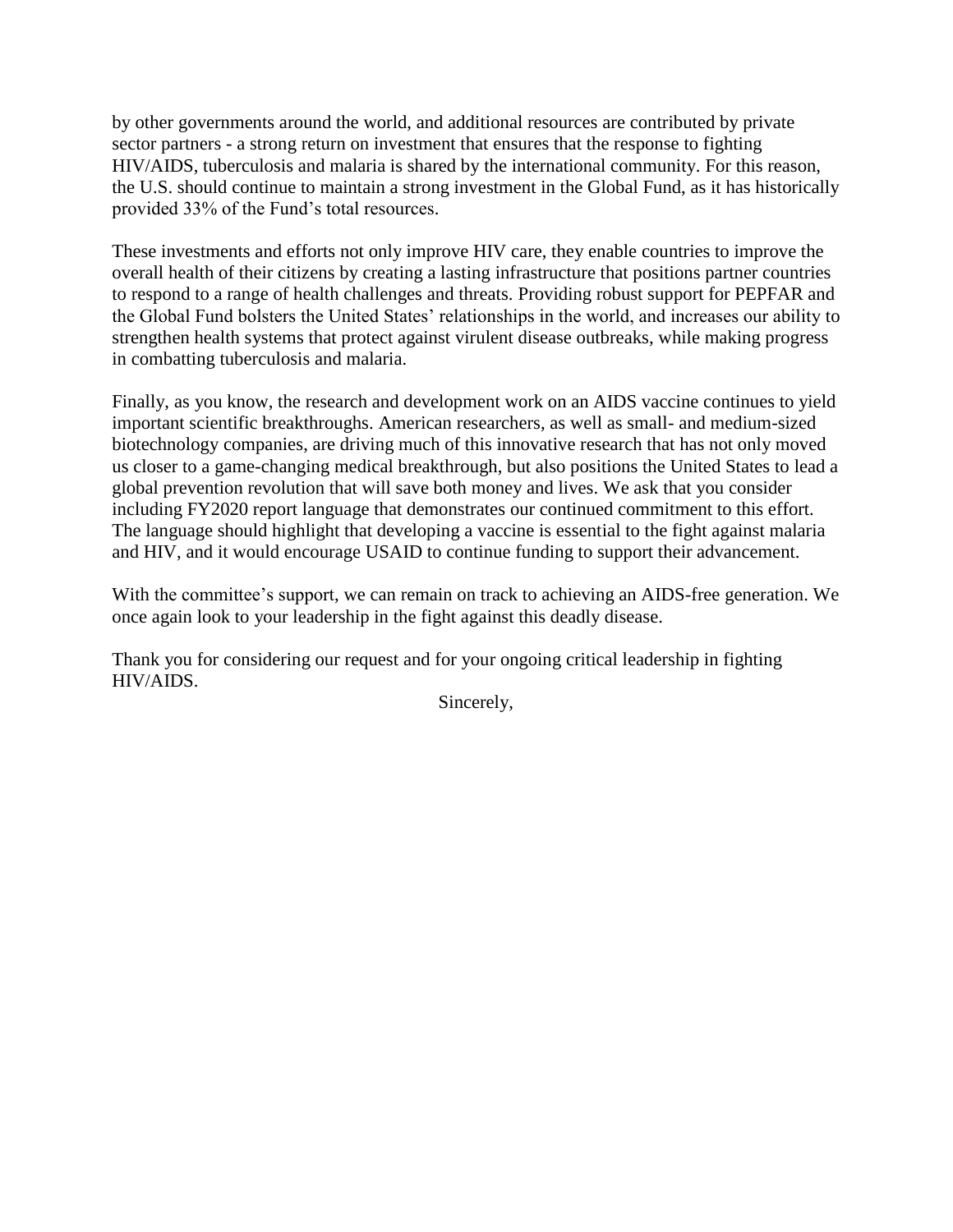by other governments around the world, and additional resources are contributed by private sector partners - a strong return on investment that ensures that the response to fighting HIV/AIDS, tuberculosis and malaria is shared by the international community. For this reason, the U.S. should continue to maintain a strong investment in the Global Fund, as it has historically provided 33% of the Fund's total resources.

These investments and efforts not only improve HIV care, they enable countries to improve the overall health of their citizens by creating a lasting infrastructure that positions partner countries to respond to a range of health challenges and threats. Providing robust support for PEPFAR and the Global Fund bolsters the United States' relationships in the world, and increases our ability to strengthen health systems that protect against virulent disease outbreaks, while making progress in combatting tuberculosis and malaria.

Finally, as you know, the research and development work on an AIDS vaccine continues to yield important scientific breakthroughs. American researchers, as well as small- and medium-sized biotechnology companies, are driving much of this innovative research that has not only moved us closer to a game-changing medical breakthrough, but also positions the United States to lead a global prevention revolution that will save both money and lives. We ask that you consider including FY2020 report language that demonstrates our continued commitment to this effort. The language should highlight that developing a vaccine is essential to the fight against malaria and HIV, and it would encourage USAID to continue funding to support their advancement.

With the committee's support, we can remain on track to achieving an AIDS-free generation. We once again look to your leadership in the fight against this deadly disease.

Thank you for considering our request and for your ongoing critical leadership in fighting HIV/AIDS.

Sincerely,